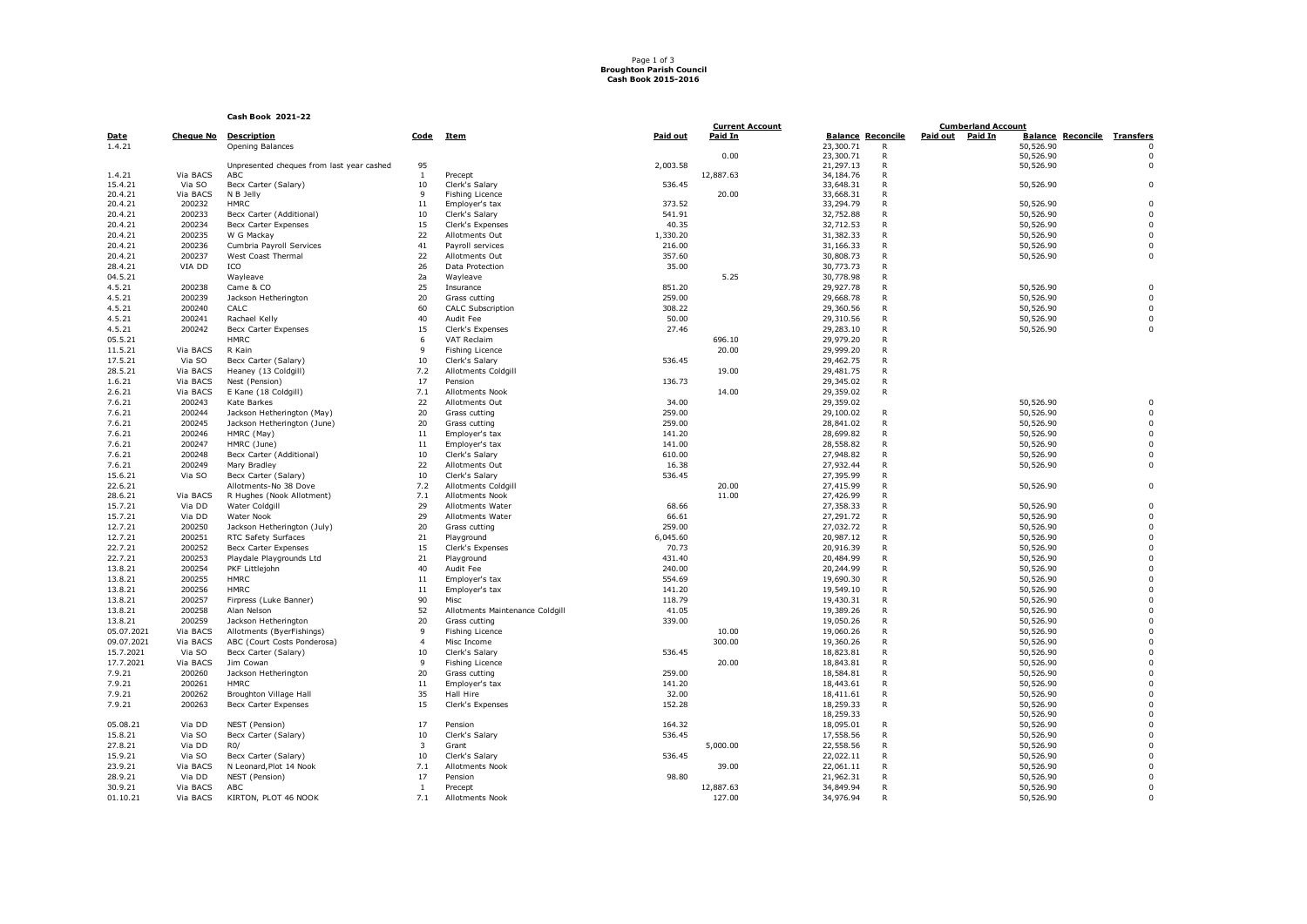**Broughton Parish Council**
**Cash Book 2015-2016**

**Cash Book 2021-22**

| Date | Cheque No | Description | Code | Item | Current Account | | | | Cumberland Account | | | | |
|---|---|---|---|---|---|---|---|---|---|---|---|---|---|
| | | | | | Paid out | Paid In | Balance | Reconcile | Paid out | Paid In | Balance | Reconcile | Transfers |
| 1.4.21 | | Opening Balances | | | | | 23,300.71 | R | | | 50,526.90 | | 0 |
| | | | | | | 0.00 | 23,300.71 | R | | | 50,526.90 | | 0 |
| | | Unpresented cheques from last year cashed | 95 | | 2,003.58 | | 21,297.13 | R | | | 50,526.90 | | 0 |
| 1.4.21 | Via BACS | ABC | 1 | Precept | | 12,887.63 | 34,184.76 | R | | | | | |
| 15.4.21 | Via SO | Becx Carter (Salary) | 10 | Clerk's Salary | 536.45 | | 33,648.31 | R | | | 50,526.90 | | 0 |
| 20.4.21 | Via BACS | N B Jelly | 9 | Fishing Licence | | 20.00 | 33,668.31 | R | | | | | |
| 20.4.21 | 200232 | HMRC | 11 | Employer's tax | 373.52 | | 33,294.79 | R | | | 50,526.90 | | 0 |
| 20.4.21 | 200233 | Becx Carter (Additional) | 10 | Clerk's Salary | 541.91 | | 32,752.88 | R | | | 50,526.90 | | 0 |
| 20.4.21 | 200234 | Becx Carter Expenses | 15 | Clerk's Expenses | 40.35 | | 32,712.53 | R | | | 50,526.90 | | 0 |
| 20.4.21 | 200235 | W G Mackay | 22 | Allotments Out | 1,330.20 | | 31,382.33 | R | | | 50,526.90 | | 0 |
| 20.4.21 | 200236 | Cumbria Payroll Services | 41 | Payroll services | 216.00 | | 31,166.33 | R | | | 50,526.90 | | 0 |
| 20.4.21 | 200237 | West Coast Thermal | 22 | Allotments Out | 357.60 | | 30,808.73 | R | | | 50,526.90 | | 0 |
| 28.4.21 | VIA DD | ICO | 26 | Data Protection | 35.00 | | 30,773.73 | R | | | | | |
| 04.5.21 | | Wayleave | 2a | Wayleave | | 5.25 | 30,778.98 | R | | | | | |
| 4.5.21 | 200238 | Came & CO | 25 | Insurance | 851.20 | | 29,927.78 | R | | | 50,526.90 | | 0 |
| 4.5.21 | 200239 | Jackson Hetherington | 20 | Grass cutting | 259.00 | | 29,668.78 | R | | | 50,526.90 | | 0 |
| 4.5.21 | 200240 | CALC | 60 | CALC Subscription | 308.22 | | 29,360.56 | R | | | 50,526.90 | | 0 |
| 4.5.21 | 200241 | Rachael Kelly | 40 | Audit Fee | 50.00 | | 29,310.56 | R | | | 50,526.90 | | 0 |
| 4.5.21 | 200242 | Becx Carter Expenses | 15 | Clerk's Expenses | 27.46 | | 29,283.10 | R | | | 50,526.90 | | 0 |
| 05.5.21 | | HMRC | 6 | VAT Reclaim | | 696.10 | 29,979.20 | R | | | | | |
| 11.5.21 | Via BACS | R Kain | 9 | Fishing Licence | | 20.00 | 29,999.20 | R | | | | | |
| 17.5.21 | Via SO | Becx Carter (Salary) | 10 | Clerk's Salary | 536.45 | | 29,462.75 | R | | | | | |
| 28.5.21 | Via BACS | Heaney (13 Coldgill) | 7.2 | Allotments Coldgill | | 19.00 | 29,481.75 | R | | | | | |
| 1.6.21 | Via BACS | Nest (Pension) | 17 | Pension | 136.73 | | 29,345.02 | R | | | | | |
| 2.6.21 | Via BACS | E Kane (18 Coldgill) | 7.1 | Allotments Nook | | 14.00 | 29,359.02 | R | | | | | |
| 7.6.21 | 200243 | Kate Barkes | 22 | Allotments Out | 34.00 | | 29,359.02 | | | | 50,526.90 | | 0 |
| 7.6.21 | 200244 | Jackson Hetherington (May) | 20 | Grass cutting | 259.00 | | 29,100.02 | R | | | 50,526.90 | | 0 |
| 7.6.21 | 200245 | Jackson Hetherington (June) | 20 | Grass cutting | 259.00 | | 28,841.02 | R | | | 50,526.90 | | 0 |
| 7.6.21 | 200246 | HMRC (May) | 11 | Employer's tax | 141.20 | | 28,699.82 | R | | | 50,526.90 | | 0 |
| 7.6.21 | 200247 | HMRC (June) | 11 | Employer's tax | 141.00 | | 28,558.82 | R | | | 50,526.90 | | 0 |
| 7.6.21 | 200248 | Becx Carter (Additional) | 10 | Clerk's Salary | 610.00 | | 27,948.82 | R | | | 50,526.90 | | 0 |
| 7.6.21 | 200249 | Mary Bradley | 22 | Allotments Out | 16.38 | | 27,932.44 | R | | | 50,526.90 | | 0 |
| 15.6.21 | Via SO | Becx Carter (Salary) | 10 | Clerk's Salary | 536.45 | | 27,395.99 | R | | | | | |
| 22.6.21 | | Allotments-No 38 Dove | 7.2 | Allotments Coldgill | | 20.00 | 27,415.99 | R | | | 50,526.90 | | 0 |
| 28.6.21 | Via BACS | R Hughes (Nook Allotment) | 7.1 | Allotments Nook | | 11.00 | 27,426.99 | R | | | | | |
| 15.7.21 | Via DD | Water Coldgill | 29 | Allotments Water | 68.66 | | 27,358.33 | R | | | 50,526.90 | | 0 |
| 15.7.21 | Via DD | Water Nook | 29 | Allotments Water | 66.61 | | 27,291.72 | R | | | 50,526.90 | | 0 |
| 12.7.21 | 200250 | Jackson Hetherington (July) | 20 | Grass cutting | 259.00 | | 27,032.72 | R | | | 50,526.90 | | 0 |
| 12.7.21 | 200251 | RTC Safety Surfaces | 21 | Playground | 6,045.60 | | 20,987.12 | R | | | 50,526.90 | | 0 |
| 22.7.21 | 200252 | Becx Carter Expenses | 15 | Clerk's Expenses | 70.73 | | 20,916.39 | R | | | 50,526.90 | | 0 |
| 22.7.21 | 200253 | Playdale Playgrounds Ltd | 21 | Playground | 431.40 | | 20,484.99 | R | | | 50,526.90 | | 0 |
| 13.8.21 | 200254 | PKF Littlejohn | 40 | Audit Fee | 240.00 | | 20,244.99 | R | | | 50,526.90 | | 0 |
| 13.8.21 | 200255 | HMRC | 11 | Employer's tax | 554.69 | | 19,690.30 | R | | | 50,526.90 | | 0 |
| 13.8.21 | 200256 | HMRC | 11 | Employer's tax | 141.20 | | 19,549.10 | R | | | 50,526.90 | | 0 |
| 13.8.21 | 200257 | Firpress (Luke Banner) | 90 | Misc | 118.79 | | 19,430.31 | R | | | 50,526.90 | | 0 |
| 13.8.21 | 200258 | Alan Nelson | 52 | Allotments Maintenance Coldgill | 41.05 | | 19,389.26 | R | | | 50,526.90 | | 0 |
| 13.8.21 | 200259 | Jackson Hetherington | 20 | Grass cutting | 339.00 | | 19,050.26 | R | | | 50,526.90 | | 0 |
| 05.07.2021 | Via BACS | Allotments (ByerFishings) | 9 | Fishing Licence | | 10.00 | 19,060.26 | R | | | 50,526.90 | | 0 |
| 09.07.2021 | Via BACS | ABC (Court Costs Ponderosa) | 4 | Misc Income | | 300.00 | 19,360.26 | R | | | 50,526.90 | | 0 |
| 15.7.2021 | Via SO | Becx Carter (Salary) | 10 | Clerk's Salary | 536.45 | | 18,823.81 | R | | | 50,526.90 | | 0 |
| 17.7.2021 | Via BACS | Jim Cowan | 9 | Fishing Licence | | 20.00 | 18,843.81 | R | | | 50,526.90 | | 0 |
| 7.9.21 | 200260 | Jackson Hetherington | 20 | Grass cutting | 259.00 | | 18,584.81 | R | | | 50,526.90 | | 0 |
| 7.9.21 | 200261 | HMRC | 11 | Employer's tax | 141.20 | | 18,443.61 | R | | | 50,526.90 | | 0 |
| 7.9.21 | 200262 | Broughton Village Hall | 35 | Hall Hire | 32.00 | | 18,411.61 | R | | | 50,526.90 | | 0 |
| 7.9.21 | 200263 | Becx Carter Expenses | 15 | Clerk's Expenses | 152.28 | | 18,259.33 | R | | | 50,526.90 | | 0 |
| | | | | | | | 18,259.33 | | | | 50,526.90 | | 0 |
| 05.08.21 | Via DD | NEST (Pension) | 17 | Pension | 164.32 | | 18,095.01 | R | | | 50,526.90 | | 0 |
| 15.8.21 | Via SO | Becx Carter (Salary) | 10 | Clerk's Salary | 536.45 | | 17,558.56 | R | | | 50,526.90 | | 0 |
| 27.8.21 | Via DD | R0/ | 3 | Grant | | 5,000.00 | 22,558.56 | R | | | 50,526.90 | | 0 |
| 15.9.21 | Via SO | Becx Carter (Salary) | 10 | Clerk's Salary | 536.45 | | 22,022.11 | R | | | 50,526.90 | | 0 |
| 23.9.21 | Via BACS | N Leonard,Plot 14 Nook | 7.1 | Allotments Nook | | 39.00 | 22,061.11 | R | | | 50,526.90 | | 0 |
| 28.9.21 | Via DD | NEST (Pension) | 17 | Pension | 98.80 | | 21,962.31 | R | | | 50,526.90 | | 0 |
| 30.9.21 | Via BACS | ABC | 1 | Precept | | 12,887.63 | 34,849.94 | R | | | 50,526.90 | | 0 |
| 01.10.21 | Via BACS | KIRTON, PLOT 46 NOOK | 7.1 | Allotments Nook | | 127.00 | 34,976.94 | R | | | 50,526.90 | | 0 |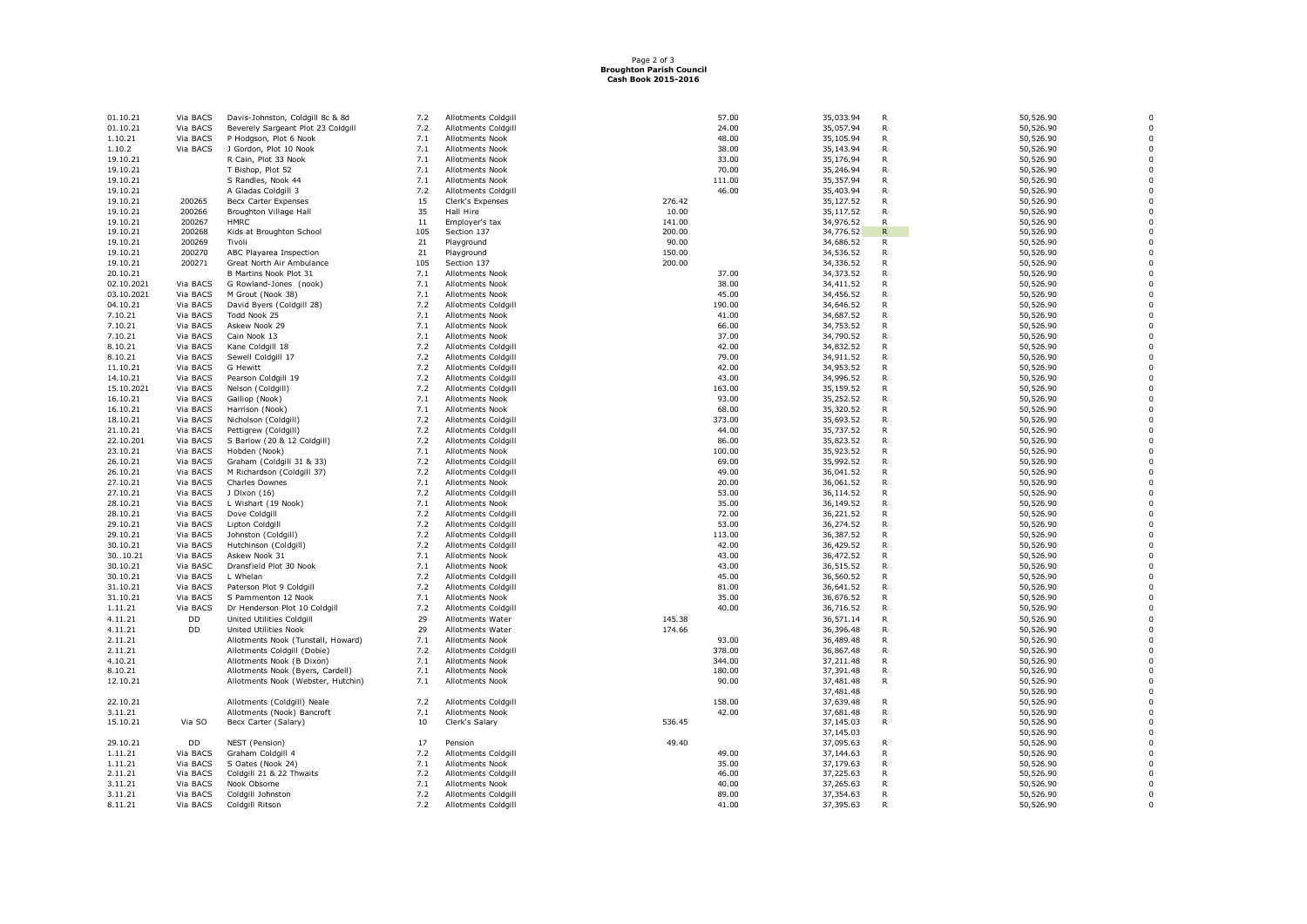**Broughton Parish Council**
**Cash Book 2015-2016**

| | | | | | | | | | | |
|---|---|---|---|---|---|---|---|---|---|---|
| 01.10.21 | Via BACS | Davis-Johnston, Coldgill 8c & 8d | 7.2 | Allotments Coldgill | | 57.00 | 35,033.94 | R | 50,526.90 | 0 |
| 01.10.21 | Via BACS | Beverely Sargeant Plot 23 Coldgill | 7.2 | Allotments Coldgill | | 24.00 | 35,057.94 | R | 50,526.90 | 0 |
| 1.10.21 | Via BACS | P Hodgson, Plot 6 Nook | 7.1 | Allotments Nook | | 48.00 | 35,105.94 | R | 50,526.90 | 0 |
| 1.10.2 | Via BACS | J Gordon, Plot 10 Nook | 7.1 | Allotments Nook | | 38.00 | 35,143.94 | R | 50,526.90 | 0 |
| 19.10.21 | | R Cain, Plot 33 Nook | 7.1 | Allotments Nook | | 33.00 | 35,176.94 | R | 50,526.90 | 0 |
| 19.10.21 | | T Bishop, Plot 52 | 7.1 | Allotments Nook | | 70.00 | 35,246.94 | R | 50,526.90 | 0 |
| 19.10.21 | | S Randles, Nook 44 | 7.1 | Allotments Nook | | 111.00 | 35,357.94 | R | 50,526.90 | 0 |
| 19.10.21 | | A Gladas Coldgill 3 | 7.2 | Allotments Coldgill | | 46.00 | 35,403.94 | R | 50,526.90 | 0 |
| 19.10.21 | 200265 | Becx Carter Expenses | 15 | Clerk's Expenses | 276.42 | | 35,127.52 | R | 50,526.90 | 0 |
| 19.10.21 | 200266 | Broughton Village Hall | 35 | Hall Hire | 10.00 | | 35,117.52 | R | 50,526.90 | 0 |
| 19.10.21 | 200267 | HMRC | 11 | Employer's tax | 141.00 | | 34,976.52 | R | 50,526.90 | 0 |
| 19.10.21 | 200268 | Kids at Broughton School | 105 | Section 137 | 200.00 | | 34,776.52 | R | 50,526.90 | 0 |
| 19.10.21 | 200269 | Tivoli | 21 | Playground | 90.00 | | 34,686.52 | R | 50,526.90 | 0 |
| 19.10.21 | 200270 | ABC Playarea Inspection | 21 | Playground | 150.00 | | 34,536.52 | R | 50,526.90 | 0 |
| 19.10.21 | 200271 | Great North Air Ambulance | 105 | Section 137 | 200.00 | | 34,336.52 | R | 50,526.90 | 0 |
| 20.10.21 | | B Martins Nook Plot 31 | 7.1 | Allotments Nook | | 37.00 | 34,373.52 | R | 50,526.90 | 0 |
| 02.10.2021 | Via BACS | G Rowland-Jones (nook) | 7.1 | Allotments Nook | | 38.00 | 34,411.52 | R | 50,526.90 | 0 |
| 03.10.2021 | Via BACS | M Grout (Nook 38) | 7.1 | Allotments Nook | | 45.00 | 34,456.52 | R | 50,526.90 | 0 |
| 04.10.21 | Via BACS | David Byers (Coldgill 28) | 7.2 | Allotments Coldgill | | 190.00 | 34,646.52 | R | 50,526.90 | 0 |
| 7.10.21 | Via BACS | Todd Nook 25 | 7.1 | Allotments Nook | | 41.00 | 34,687.52 | R | 50,526.90 | 0 |
| 7.10.21 | Via BACS | Askew Nook 29 | 7.1 | Allotments Nook | | 66.00 | 34,753.52 | R | 50,526.90 | 0 |
| 7.10.21 | Via BACS | Cain Nook 13 | 7.1 | Allotments Nook | | 37.00 | 34,790.52 | R | 50,526.90 | 0 |
| 8.10.21 | Via BACS | Kane Coldgill 18 | 7.2 | Allotments Coldgill | | 42.00 | 34,832.52 | R | 50,526.90 | 0 |
| 8.10.21 | Via BACS | Sewell Coldgill 17 | 7.2 | Allotments Coldgill | | 79.00 | 34,911.52 | R | 50,526.90 | 0 |
| 11.10.21 | Via BACS | G Hewitt | 7.2 | Allotments Coldgill | | 42.00 | 34,953.52 | R | 50,526.90 | 0 |
| 14.10.21 | Via BACS | Pearson Coldgill 19 | 7.2 | Allotments Coldgill | | 43.00 | 34,996.52 | R | 50,526.90 | 0 |
| 15.10.2021 | Via BACS | Nelson (Coldgill) | 7.2 | Allotments Coldgill | | 163.00 | 35,159.52 | R | 50,526.90 | 0 |
| 16.10.21 | Via BACS | Galliop (Nook) | 7.1 | Allotments Nook | | 93.00 | 35,252.52 | R | 50,526.90 | 0 |
| 16.10.21 | Via BACS | Harrison (Nook) | 7.1 | Allotments Nook | | 68.00 | 35,320.52 | R | 50,526.90 | 0 |
| 18.10.21 | Via BACS | Nicholson (Coldgill) | 7.2 | Allotments Coldgill | | 373.00 | 35,693.52 | R | 50,526.90 | 0 |
| 21.10.21 | Via BACS | Pettigrew (Coldgill) | 7.2 | Allotments Coldgill | | 44.00 | 35,737.52 | R | 50,526.90 | 0 |
| 22.10.201 | Via BACS | S Barlow (20 & 12 Coldgill) | 7.2 | Allotments Coldgill | | 86.00 | 35,823.52 | R | 50,526.90 | 0 |
| 23.10.21 | Via BACS | Hobden (Nook) | 7.1 | Allotments Nook | | 100.00 | 35,923.52 | R | 50,526.90 | 0 |
| 26.10.21 | Via BACS | Graham (Coldgill 31 & 33) | 7.2 | Allotments Coldgill | | 69.00 | 35,992.52 | R | 50,526.90 | 0 |
| 26.10.21 | Via BACS | M Richardson (Coldgill 37) | 7.2 | Allotments Coldgill | | 49.00 | 36,041.52 | R | 50,526.90 | 0 |
| 27.10.21 | Via BACS | Charles Downes | 7.1 | Allotments Nook | | 20.00 | 36,061.52 | R | 50,526.90 | 0 |
| 27.10.21 | Via BACS | J Dixon (16) | 7.2 | Allotments Coldgill | | 53.00 | 36,114.52 | R | 50,526.90 | 0 |
| 28.10.21 | Via BACS | L Wishart (19 Nook) | 7.1 | Allotments Nook | | 35.00 | 36,149.52 | R | 50,526.90 | 0 |
| 28.10.21 | Via BACS | Dove Coldgill | 7.2 | Allotments Coldgill | | 72.00 | 36,221.52 | R | 50,526.90 | 0 |
| 29.10.21 | Via BACS | Lipton Coldgill | 7.2 | Allotments Coldgill | | 53.00 | 36,274.52 | R | 50,526.90 | 0 |
| 29.10.21 | Via BACS | Johnston (Coldgill) | 7.2 | Allotments Coldgill | | 113.00 | 36,387.52 | R | 50,526.90 | 0 |
| 30.10.21 | Via BACS | Hutchinson (Coldgill) | 7.2 | Allotments Coldgill | | 42.00 | 36,429.52 | R | 50,526.90 | 0 |
| 30..10.21 | Via BACS | Askew Nook 31 | 7.1 | Allotments Nook | | 43.00 | 36,472.52 | R | 50,526.90 | 0 |
| 30.10.21 | Via BASC | Dransfield Plot 30 Nook | 7.1 | Allotments Nook | | 43.00 | 36,515.52 | R | 50,526.90 | 0 |
| 30.10.21 | Via BACS | L Whelan | 7.2 | Allotments Coldgill | | 45.00 | 36,560.52 | R | 50,526.90 | 0 |
| 31.10.21 | Via BACS | Paterson Plot 9 Coldgill | 7.2 | Allotments Coldgill | | 81.00 | 36,641.52 | R | 50,526.90 | 0 |
| 31.10.21 | Via BACS | S Pammenton 12 Nook | 7.1 | Allotments Nook | | 35.00 | 36,676.52 | R | 50,526.90 | 0 |
| 1.11.21 | Via BACS | Dr Henderson Plot 10 Coldgill | 7.2 | Allotments Coldgill | | 40.00 | 36,716.52 | R | 50,526.90 | 0 |
| 4.11.21 | DD | United Utilities Coldgill | 29 | Allotments Water | 145.38 | | 36,571.14 | R | 50,526.90 | 0 |
| 4.11.21 | DD | United Utilities Nook | 29 | Allotments Water | 174.66 | | 36,396.48 | R | 50,526.90 | 0 |
| 2.11.21 | | Allotments Nook (Tunstall, Howard) | 7.1 | Allotments Nook | | 93.00 | 36,489.48 | R | 50,526.90 | 0 |
| 2.11.21 | | Allotments Coldgill (Dobie) | 7.2 | Allotments Coldgill | | 378.00 | 36,867.48 | R | 50,526.90 | 0 |
| 4.10.21 | | Allotments Nook (B Dixon) | 7.1 | Allotments Nook | | 344.00 | 37,211.48 | R | 50,526.90 | 0 |
| 8.10.21 | | Allotments Nook (Byers, Cardell) | 7.1 | Allotments Nook | | 180.00 | 37,391.48 | R | 50,526.90 | 0 |
| 12.10.21 | | Allotments Nook (Webster, Hutchin) | 7.1 | Allotments Nook | | 90.00 | 37,481.48 | R | 50,526.90 | 0 |
| | | | | | | | 37,481.48 | | 50,526.90 | 0 |
| 22.10.21 | | Allotments (Coldgill) Neale | 7.2 | Allotments Coldgill | | 158.00 | 37,639.48 | R | 50,526.90 | 0 |
| 3.11.21 | | Allotments (Nook) Bancroft | 7.1 | Allotments Nook | | 42.00 | 37,681.48 | R | 50,526.90 | 0 |
| 15.10.21 | Via SO | Becx Carter (Salary) | 10 | Clerk's Salary | 536.45 | | 37,145.03 | R | 50,526.90 | 0 |
| | | | | | | | 37,145.03 | | 50,526.90 | 0 |
| 29.10.21 | DD | NEST (Pension) | 17 | Pension | 49.40 | | 37,095.63 | R | 50,526.90 | 0 |
| 1.11.21 | Via BACS | Graham Coldgill 4 | 7.2 | Allotments Coldgill | | 49.00 | 37,144.63 | R | 50,526.90 | 0 |
| 1.11.21 | Via BACS | S Oates (Nook 24) | 7.1 | Allotments Nook | | 35.00 | 37,179.63 | R | 50,526.90 | 0 |
| 2.11.21 | Via BACS | Coldgill 21 & 22 Thwaits | 7.2 | Allotments Coldgill | | 46.00 | 37,225.63 | R | 50,526.90 | 0 |
| 3.11.21 | Via BACS | Nook Obsome | 7.1 | Allotments Nook | | 40.00 | 37,265.63 | R | 50,526.90 | 0 |
| 3.11.21 | Via BACS | Coldgill Johnston | 7.2 | Allotments Coldgill | | 89.00 | 37,354.63 | R | 50,526.90 | 0 |
| 8.11.21 | Via BACS | Coldgill Ritson | 7.2 | Allotments Coldgill | | 41.00 | 37,395.63 | R | 50,526.90 | 0 |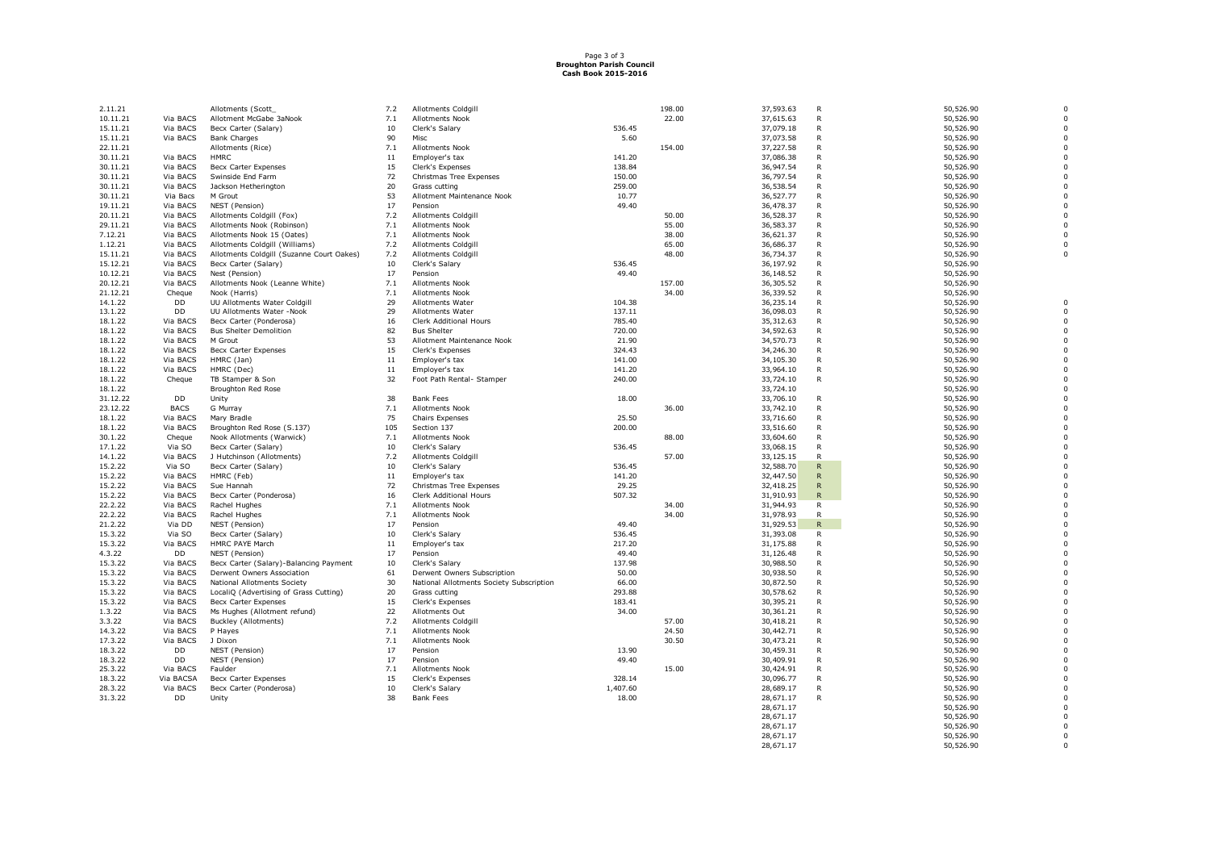# Broughton Parish Council
## Cash Book 2015-2016

| | | | | | | | | | | |
|---|---|---|---|---|---|---|---|---|---|---|
| 2.11.21 | | Allotments (Scott_ | 7.2 | Allotments Coldgill | | 198.00 | 37,593.63 | R | 50,526.90 | 0 |
| 10.11.21 | Via BACS | Allotment McGabe 3aNook | 7.1 | Allotments Nook | | 22.00 | 37,615.63 | R | 50,526.90 | 0 |
| 15.11.21 | Via BACS | Becx Carter (Salary) | 10 | Clerk's Salary | 536.45 | | 37,079.18 | R | 50,526.90 | 0 |
| 15.11.21 | Via BACS | Bank Charges | 90 | Misc | 5.60 | | 37,073.58 | R | 50,526.90 | 0 |
| 22.11.21 | | Allotments (Rice) | 7.1 | Allotments Nook | | 154.00 | 37,227.58 | R | 50,526.90 | 0 |
| 30.11.21 | Via BACS | HMRC | 11 | Employer's tax | 141.20 | | 37,086.38 | R | 50,526.90 | 0 |
| 30.11.21 | Via BACS | Becx Carter Expenses | 15 | Clerk's Expenses | 138.84 | | 36,947.54 | R | 50,526.90 | 0 |
| 30.11.21 | Via BACS | Swinside End Farm | 72 | Christmas Tree Expenses | 150.00 | | 36,797.54 | R | 50,526.90 | 0 |
| 30.11.21 | Via BACS | Jackson Hetherington | 20 | Grass cutting | 259.00 | | 36,538.54 | R | 50,526.90 | 0 |
| 30.11.21 | Via Bacs | M Grout | 53 | Allotment Maintenance Nook | 10.77 | | 36,527.77 | R | 50,526.90 | 0 |
| 19.11.21 | Via BACS | NEST (Pension) | 17 | Pension | 49.40 | | 36,478.37 | R | 50,526.90 | 0 |
| 20.11.21 | Via BACS | Allotments Coldgill (Fox) | 7.2 | Allotments Coldgill | | 50.00 | 36,528.37 | R | 50,526.90 | 0 |
| 29.11.21 | Via BACS | Allotments Nook (Robinson) | 7.1 | Allotments Nook | | 55.00 | 36,583.37 | R | 50,526.90 | 0 |
| 7.12.21 | Via BACS | Allotments Nook 15 (Oates) | 7.1 | Allotments Nook | | 38.00 | 36,621.37 | R | 50,526.90 | 0 |
| 1.12.21 | Via BACS | Allotments Coldgill (Williams) | 7.2 | Allotments Coldgill | | 65.00 | 36,686.37 | R | 50,526.90 | 0 |
| 15.11.21 | Via BACS | Allotments Coldgill (Suzanne Court Oakes) | 7.2 | Allotments Coldgill | | 48.00 | 36,734.37 | R | 50,526.90 | 0 |
| 15.12.21 | Via BACS | Becx Carter (Salary) | 10 | Clerk's Salary | 536.45 | | 36,197.92 | R | 50,526.90 | |
| 10.12.21 | Via BACS | Nest (Pension) | 17 | Pension | 49.40 | | 36,148.52 | R | 50,526.90 | |
| 20.12.21 | Via BACS | Allotments Nook (Leanne White) | 7.1 | Allotments Nook | | 157.00 | 36,305.52 | R | 50,526.90 | |
| 21.12.21 | Cheque | Nook (Harris) | 7.1 | Allotments Nook | | 34.00 | 36,339.52 | R | 50,526.90 | |
| 14.1.22 | DD | UU Allotments Water Coldgill | 29 | Allotments Water | 104.38 | | 36,235.14 | R | 50,526.90 | 0 |
| 13.1.22 | DD | UU Allotments Water -Nook | 29 | Allotments Water | 137.11 | | 36,098.03 | R | 50,526.90 | 0 |
| 18.1.22 | Via BACS | Becx Carter (Ponderosa) | 16 | Clerk Additional Hours | 785.40 | | 35,312.63 | R | 50,526.90 | 0 |
| 18.1.22 | Via BACS | Bus Shelter Demolition | 82 | Bus Shelter | 720.00 | | 34,592.63 | R | 50,526.90 | 0 |
| 18.1.22 | Via BACS | M Grout | 53 | Allotment Maintenance Nook | 21.90 | | 34,570.73 | R | 50,526.90 | 0 |
| 18.1.22 | Via BACS | Becx Carter Expenses | 15 | Clerk's Expenses | 324.43 | | 34,246.30 | R | 50,526.90 | 0 |
| 18.1.22 | Via BACS | HMRC (Jan) | 11 | Employer's tax | 141.00 | | 34,105.30 | R | 50,526.90 | 0 |
| 18.1.22 | Via BACS | HMRC (Dec) | 11 | Employer's tax | 141.20 | | 33,964.10 | R | 50,526.90 | 0 |
| 18.1.22 | Cheque | TB Stamper & Son | 32 | Foot Path Rental- Stamper | 240.00 | | 33,724.10 | R | 50,526.90 | 0 |
| 18.1.22 | | Broughton Red Rose | | | | | 33,724.10 | | 50,526.90 | 0 |
| 31.12.22 | DD | Unity | 38 | Bank Fees | 18.00 | | 33,706.10 | R | 50,526.90 | 0 |
| 23.12.22 | BACS | G Murray | 7.1 | Allotments Nook | | 36.00 | 33,742.10 | R | 50,526.90 | 0 |
| 18.1.22 | Via BACS | Mary Bradle | 75 | Chairs Expenses | 25.50 | | 33,716.60 | R | 50,526.90 | 0 |
| 18.1.22 | Via BACS | Broughton Red Rose (S.137) | 105 | Section 137 | 200.00 | | 33,516.60 | R | 50,526.90 | 0 |
| 30.1.22 | Cheque | Nook Allotments (Warwick) | 7.1 | Allotments Nook | | 88.00 | 33,604.60 | R | 50,526.90 | 0 |
| 17.1.22 | Via SO | Becx Carter (Salary) | 10 | Clerk's Salary | 536.45 | | 33,068.15 | R | 50,526.90 | 0 |
| 14.1.22 | Via BACS | J Hutchinson (Allotments) | 7.2 | Allotments Coldgill | | 57.00 | 33,125.15 | R | 50,526.90 | 0 |
| 15.2.22 | Via SO | Becx Carter (Salary) | 10 | Clerk's Salary | 536.45 | | 32,588.70 | R | 50,526.90 | 0 |
| 15.2.22 | Via BACS | HMRC (Feb) | 11 | Employer's tax | 141.20 | | 32,447.50 | R | 50,526.90 | 0 |
| 15.2.22 | Via BACS | Sue Hannah | 72 | Christmas Tree Expenses | 29.25 | | 32,418.25 | R | 50,526.90 | 0 |
| 15.2.22 | Via BACS | Becx Carter (Ponderosa) | 16 | Clerk Additional Hours | 507.32 | | 31,910.93 | R | 50,526.90 | 0 |
| 22.2.22 | Via BACS | Rachel Hughes | 7.1 | Allotments Nook | | 34.00 | 31,944.93 | R | 50,526.90 | 0 |
| 22.2.22 | Via BACS | Rachel Hughes | 7.1 | Allotments Nook | | 34.00 | 31,978.93 | R | 50,526.90 | 0 |
| 21.2.22 | Via DD | NEST (Pension) | 17 | Pension | 49.40 | | 31,929.53 | R | 50,526.90 | 0 |
| 15.3.22 | Via SO | Becx Carter (Salary) | 10 | Clerk's Salary | 536.45 | | 31,393.08 | R | 50,526.90 | 0 |
| 15.3.22 | Via BACS | HMRC PAYE March | 11 | Employer's tax | 217.20 | | 31,175.88 | R | 50,526.90 | 0 |
| 4.3.22 | DD | NEST (Pension) | 17 | Pension | 49.40 | | 31,126.48 | R | 50,526.90 | 0 |
| 15.3.22 | Via BACS | Becx Carter (Salary)-Balancing Payment | 10 | Clerk's Salary | 137.98 | | 30,988.50 | R | 50,526.90 | 0 |
| 15.3.22 | Via BACS | Derwent Owners Association | 61 | Derwent Owners Subscription | 50.00 | | 30,938.50 | R | 50,526.90 | 0 |
| 15.3.22 | Via BACS | National Allotments Society | 30 | National Allotments Society Subscription | 66.00 | | 30,872.50 | R | 50,526.90 | 0 |
| 15.3.22 | Via BACS | LocaliQ (Advertising of Grass Cutting) | 20 | Grass cutting | 293.88 | | 30,578.62 | R | 50,526.90 | 0 |
| 15.3.22 | Via BACS | Becx Carter Expenses | 15 | Clerk's Expenses | 183.41 | | 30,395.21 | R | 50,526.90 | 0 |
| 1.3.22 | Via BACS | Ms Hughes (Allotment refund) | 22 | Allotments Out | 34.00 | | 30,361.21 | R | 50,526.90 | 0 |
| 3.3.22 | Via BACS | Buckley (Allotments) | 7.2 | Allotments Coldgill | | 57.00 | 30,418.21 | R | 50,526.90 | 0 |
| 14.3.22 | Via BACS | P Hayes | 7.1 | Allotments Nook | | 24.50 | 30,442.71 | R | 50,526.90 | 0 |
| 17.3.22 | Via BACS | J Dixon | 7.1 | Allotments Nook | | 30.50 | 30,473.21 | R | 50,526.90 | 0 |
| 18.3.22 | DD | NEST (Pension) | 17 | Pension | 13.90 | | 30,459.31 | R | 50,526.90 | 0 |
| 18.3.22 | DD | NEST (Pension) | 17 | Pension | 49.40 | | 30,409.91 | R | 50,526.90 | 0 |
| 25.3.22 | Via BACS | Faulder | 7.1 | Allotments Nook | | 15.00 | 30,424.91 | R | 50,526.90 | 0 |
| 18.3.22 | Via BACSA | Becx Carter Expenses | 15 | Clerk's Expenses | 328.14 | | 30,096.77 | R | 50,526.90 | 0 |
| 28.3.22 | Via BACS | Becx Carter (Ponderosa) | 10 | Clerk's Salary | 1,407.60 | | 28,689.17 | R | 50,526.90 | 0 |
| 31.3.22 | DD | Unity | 38 | Bank Fees | 18.00 | | 28,671.17 | R | 50,526.90 | 0 |
| | | | | | | | 28,671.17 | | 50,526.90 | 0 |
| | | | | | | | 28,671.17 | | 50,526.90 | 0 |
| | | | | | | | 28,671.17 | | 50,526.90 | 0 |
| | | | | | | | 28,671.17 | | 50,526.90 | 0 |
| | | | | | | | 28,671.17 | | 50,526.90 | 0 |